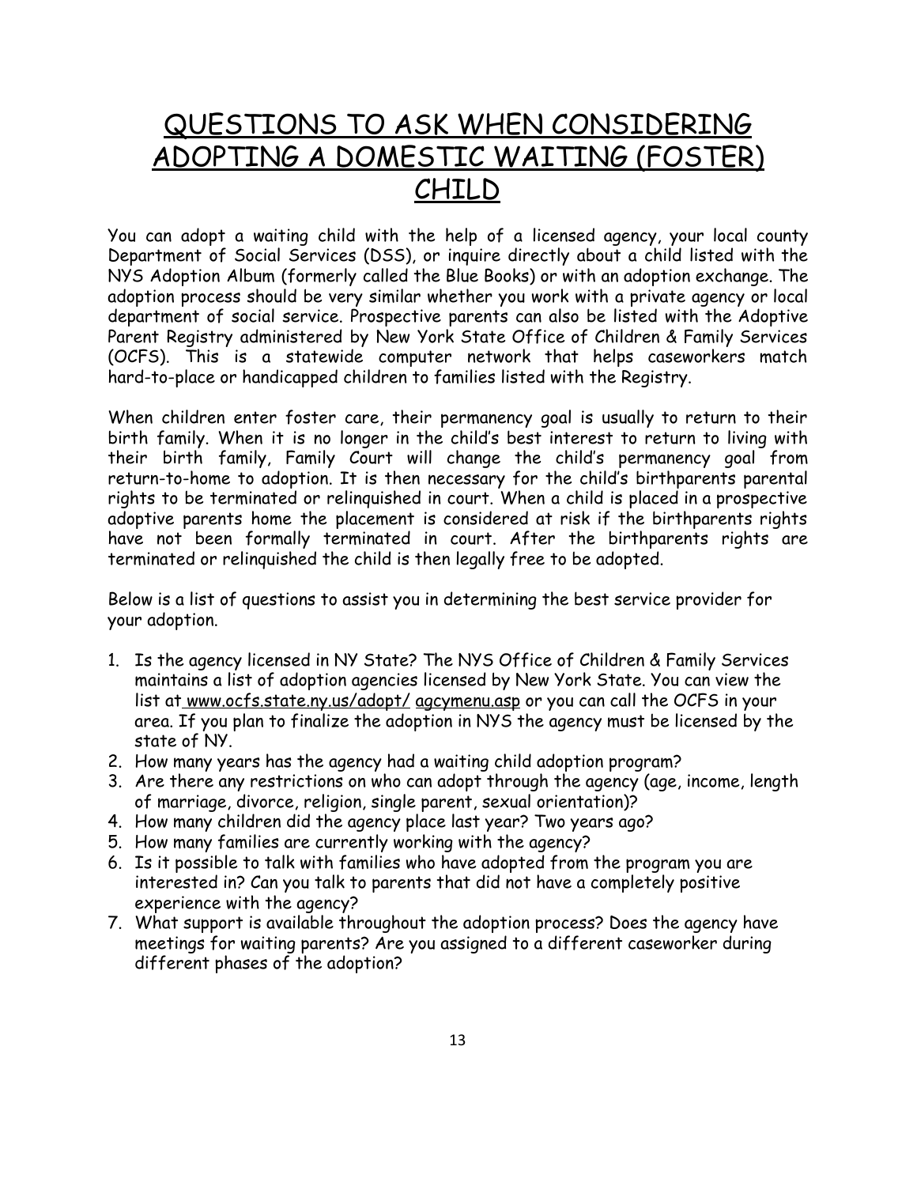# QUESTIONS TO ASK WHEN CONSIDERING ADOPTING A DOMESTIC WAITING (FOSTER) CHILD

You can adopt a waiting child with the help of a licensed agency, your local county Department of Social Services (DSS), or inquire directly about a child listed with the NYS Adoption Album (formerly called the Blue Books) or with an adoption exchange. The adoption process should be very similar whether you work with a private agency or local department of social service. Prospective parents can also be listed with the Adoptive Parent Registry administered by New York State Office of Children & Family Services (OCFS). This is a statewide computer network that helps caseworkers match hard-to-place or handicapped children to families listed with the Registry.

When children enter foster care, their permanency goal is usually to return to their birth family. When it is no longer in the child's best interest to return to living with their birth family, Family Court will change the child's permanency goal from return-to-home to adoption. It is then necessary for the child's birthparents parental rights to be terminated or relinquished in court. When a child is placed in a prospective adoptive parents home the placement is considered at risk if the birthparents rights have not been formally terminated in court. After the birthparents rights are terminated or relinquished the child is then legally free to be adopted.

Below is a list of questions to assist you in determining the best service provider for your adoption.

1. Is the agency licensed in NY State? The NYS Office of Children & Family Services maintains a list of adoption agencies licensed by New York State. You can view the list at www.ocfs.state.ny.us/adopt/ agcymenu.asp or you can call the OCFS in your area. If you plan to finalize the adoption in NYS the agency must be licensed by the state of NY.
2. How many years has the agency had a waiting child adoption program?
3. Are there any restrictions on who can adopt through the agency (age, income, length of marriage, divorce, religion, single parent, sexual orientation)?
4. How many children did the agency place last year? Two years ago?
5. How many families are currently working with the agency?
6. Is it possible to talk with families who have adopted from the program you are interested in? Can you talk to parents that did not have a completely positive experience with the agency?
7. What support is available throughout the adoption process? Does the agency have meetings for waiting parents? Are you assigned to a different caseworker during different phases of the adoption?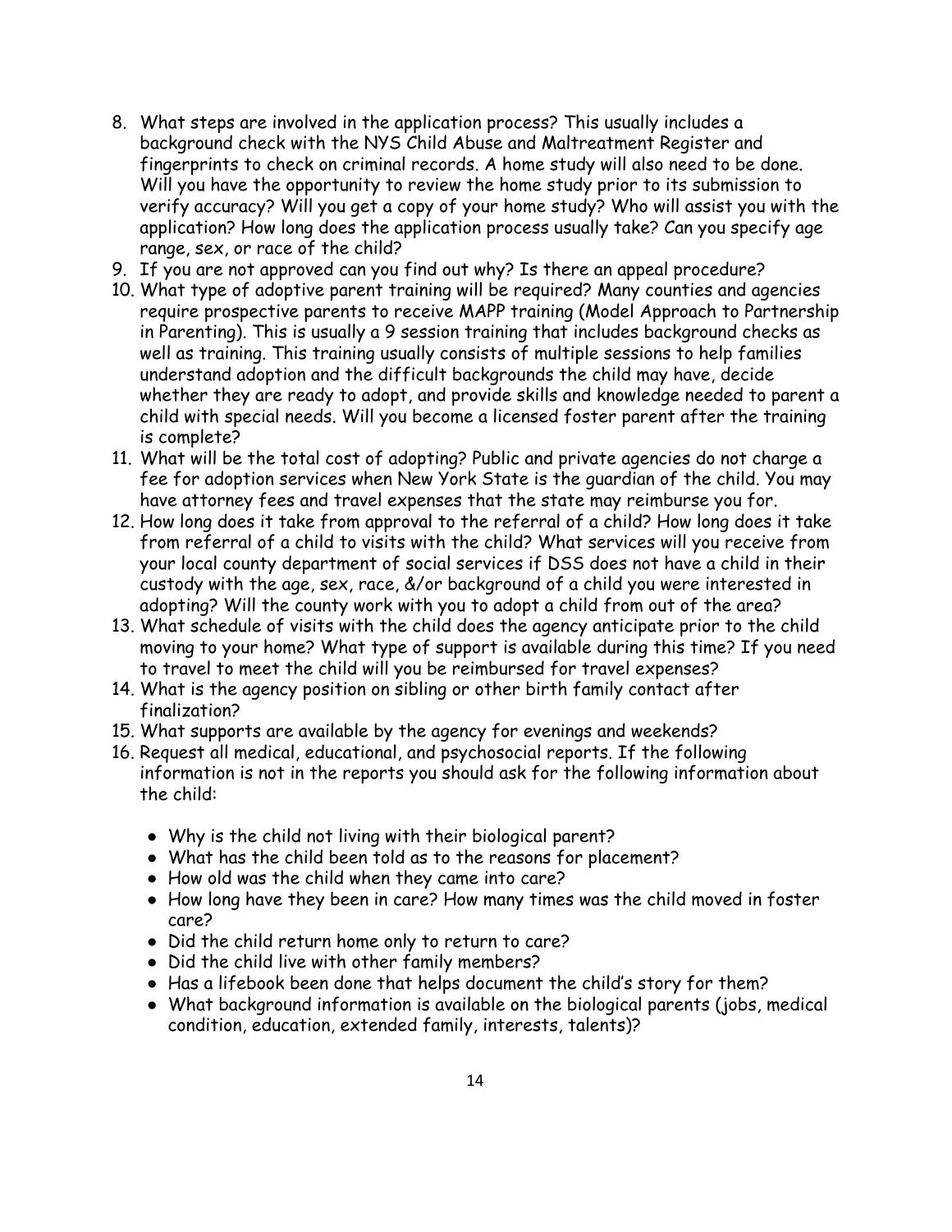8. What steps are involved in the application process? This usually includes a background check with the NYS Child Abuse and Maltreatment Register and fingerprints to check on criminal records. A home study will also need to be done. Will you have the opportunity to review the home study prior to its submission to verify accuracy? Will you get a copy of your home study? Who will assist you with the application? How long does the application process usually take? Can you specify age range, sex, or race of the child?
9. If you are not approved can you find out why? Is there an appeal procedure?
10. What type of adoptive parent training will be required? Many counties and agencies require prospective parents to receive MAPP training (Model Approach to Partnership in Parenting). This is usually a 9 session training that includes background checks as well as training. This training usually consists of multiple sessions to help families understand adoption and the difficult backgrounds the child may have, decide whether they are ready to adopt, and provide skills and knowledge needed to parent a child with special needs. Will you become a licensed foster parent after the training is complete?
11. What will be the total cost of adopting? Public and private agencies do not charge a fee for adoption services when New York State is the guardian of the child. You may have attorney fees and travel expenses that the state may reimburse you for.
12. How long does it take from approval to the referral of a child? How long does it take from referral of a child to visits with the child? What services will you receive from your local county department of social services if DSS does not have a child in their custody with the age, sex, race, &/or background of a child you were interested in adopting? Will the county work with you to adopt a child from out of the area?
13. What schedule of visits with the child does the agency anticipate prior to the child moving to your home? What type of support is available during this time? If you need to travel to meet the child will you be reimbursed for travel expenses?
14. What is the agency position on sibling or other birth family contact after finalization?
15. What supports are available by the agency for evenings and weekends?
16. Request all medical, educational, and psychosocial reports. If the following information is not in the reports you should ask for the following information about the child:
    - Why is the child not living with their biological parent?
    - What has the child been told as to the reasons for placement?
    - How old was the child when they came into care?
    - How long have they been in care? How many times was the child moved in foster care?
    - Did the child return home only to return to care?
    - Did the child live with other family members?
    - Has a lifebook been done that helps document the child's story for them?
    - What background information is available on the biological parents (jobs, medical condition, education, extended family, interests, talents)?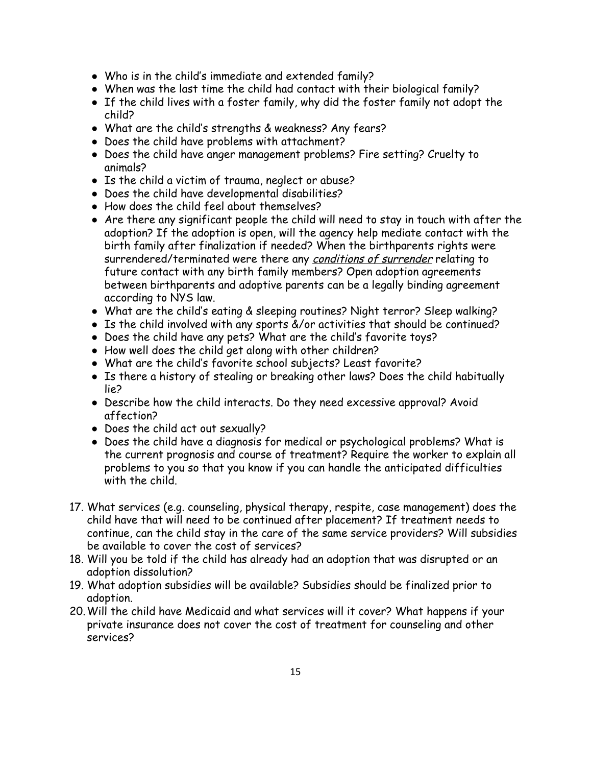- Who is in the child's immediate and extended family?
- When was the last time the child had contact with their biological family?
- If the child lives with a foster family, why did the foster family not adopt the child?
- What are the child's strengths & weakness? Any fears?
- Does the child have problems with attachment?
- Does the child have anger management problems? Fire setting? Cruelty to animals?
- Is the child a victim of trauma, neglect or abuse?
- Does the child have developmental disabilities?
- How does the child feel about themselves?
- Are there any significant people the child will need to stay in touch with after the adoption? If the adoption is open, will the agency help mediate contact with the birth family after finalization if needed? When the birthparents rights were surrendered/terminated were there any *conditions of surrender* relating to future contact with any birth family members? Open adoption agreements between birthparents and adoptive parents can be a legally binding agreement according to NYS law.
- What are the child's eating & sleeping routines? Night terror? Sleep walking?
- Is the child involved with any sports &/or activities that should be continued?
- Does the child have any pets? What are the child's favorite toys?
- How well does the child get along with other children?
- What are the child's favorite school subjects? Least favorite?
- Is there a history of stealing or breaking other laws? Does the child habitually lie?
- Describe how the child interacts. Do they need excessive approval? Avoid affection?
- Does the child act out sexually?
- Does the child have a diagnosis for medical or psychological problems? What is the current prognosis and course of treatment? Require the worker to explain all problems to you so that you know if you can handle the anticipated difficulties with the child.

17. What services (e.g. counseling, physical therapy, respite, case management) does the child have that will need to be continued after placement? If treatment needs to continue, can the child stay in the care of the same service providers? Will subsidies be available to cover the cost of services?
18. Will you be told if the child has already had an adoption that was disrupted or an adoption dissolution?
19. What adoption subsidies will be available? Subsidies should be finalized prior to adoption.
20. Will the child have Medicaid and what services will it cover? What happens if your private insurance does not cover the cost of treatment for counseling and other services?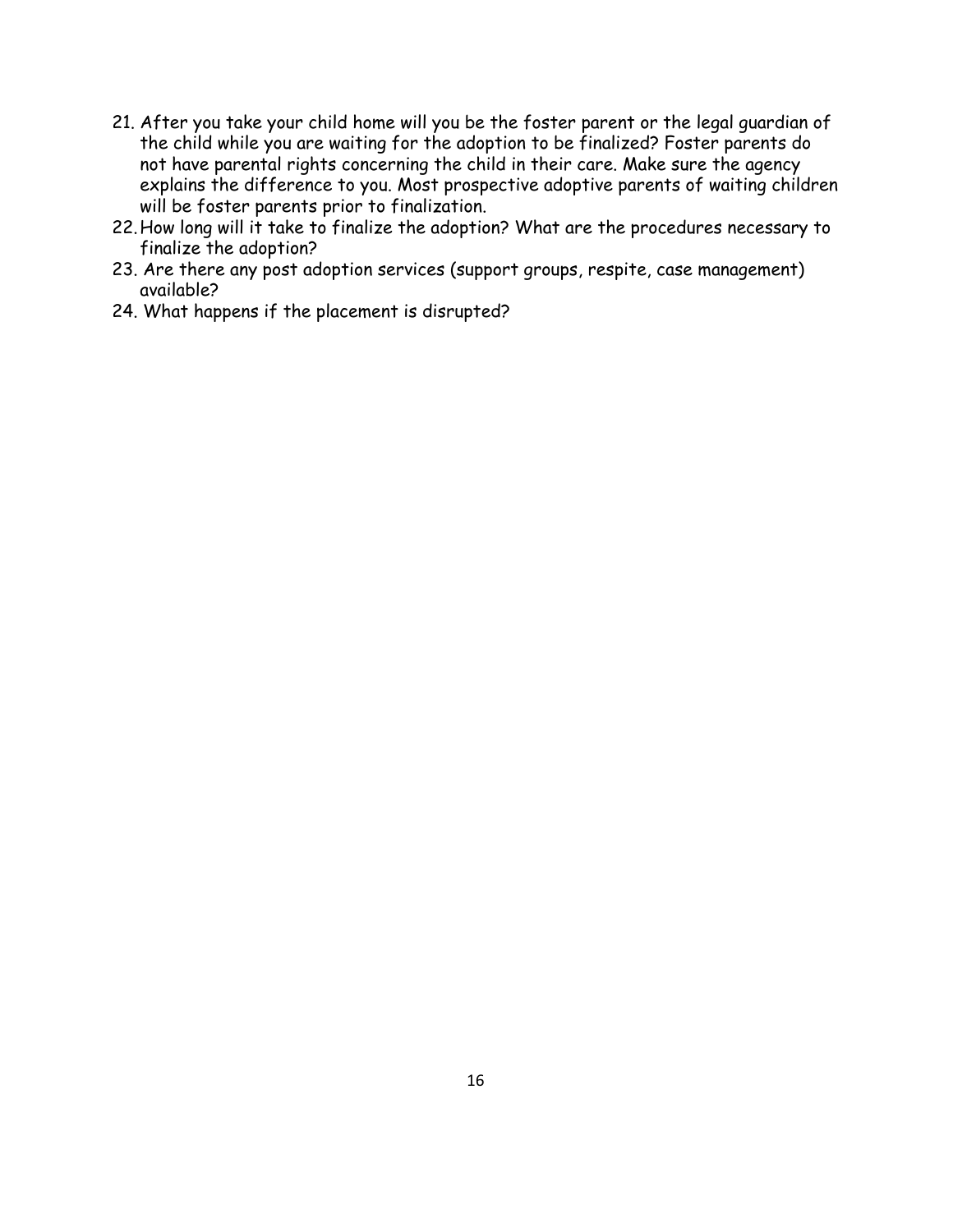21. After you take your child home will you be the foster parent or the legal guardian of the child while you are waiting for the adoption to be finalized? Foster parents do not have parental rights concerning the child in their care. Make sure the agency explains the difference to you. Most prospective adoptive parents of waiting children will be foster parents prior to finalization.
22. How long will it take to finalize the adoption? What are the procedures necessary to finalize the adoption?
23. Are there any post adoption services (support groups, respite, case management) available?
24. What happens if the placement is disrupted?